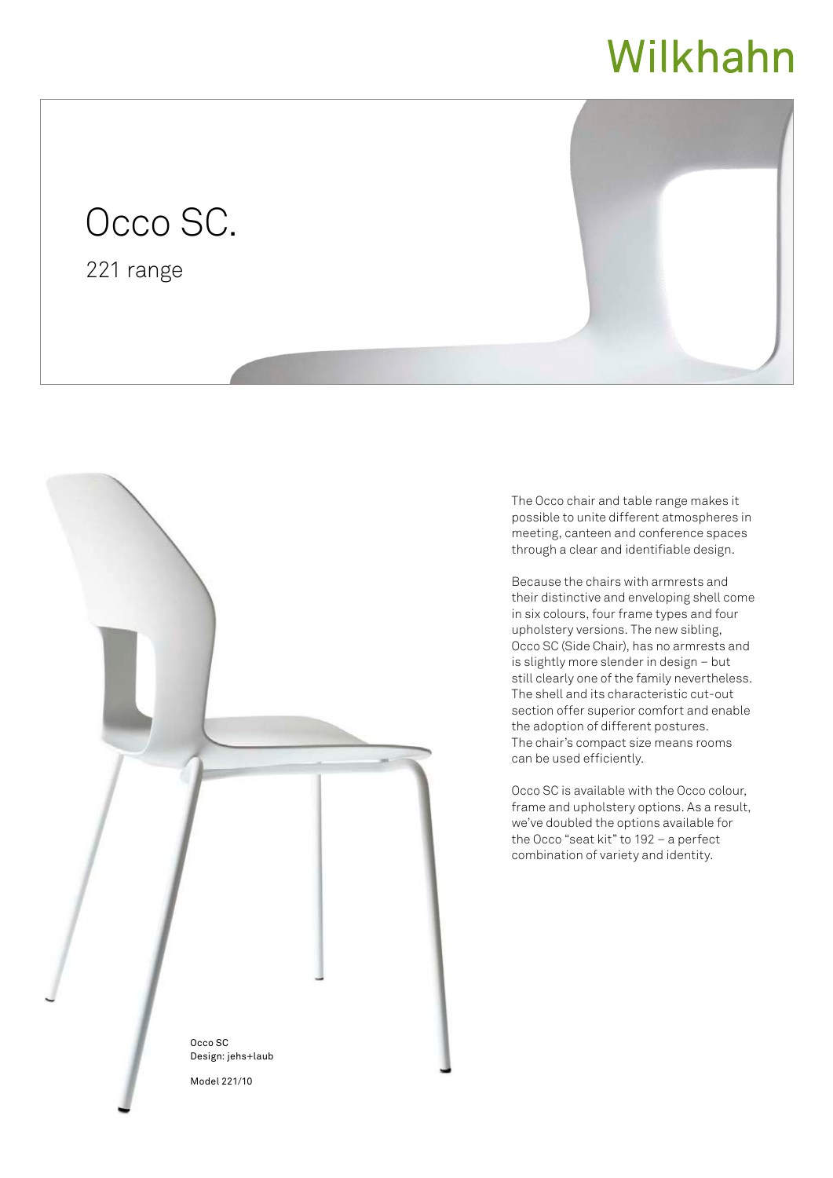Wilkhahn

# Occo SC.

## 221 range

The Occo chair and table range makes it possible to unite different atmospheres in meeting, canteen and conference spaces through a clear and identifiable design.

Because the chairs with armrests and their distinctive and enveloping shell come in six colours, four frame types and four upholstery versions. The new sibling, Occo SC (Side Chair), has no armrests and is slightly more slender in design – but still clearly one of the family nevertheless. The shell and its characteristic cut-out section offer superior comfort and enable the adoption of different postures. The chair's compact size means rooms can be used efficiently.

Occo SC is available with the Occo colour, frame and upholstery options. As a result, we've doubled the options available for the Occo "seat kit" to 192 – a perfect combination of variety and identity.

Occo SC
Design: jehs+laub

Model 221/10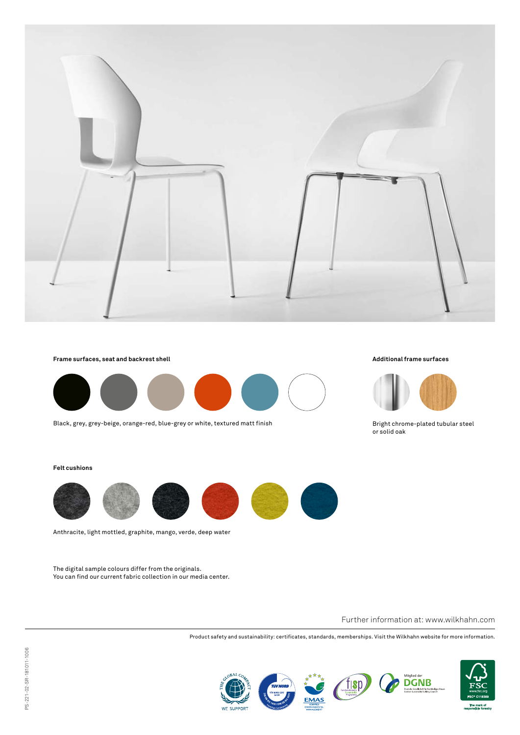**Frame surfaces, seat and backrest shell**

Black, grey, grey-beige, orange-red, blue-grey or white, textured matt finish

**Additional frame surfaces**

Bright chrome-plated tubular steel or solid oak

**Felt cushions**

Anthracite, light mottled, graphite, mango, verde, deep water

The digital sample colours differ from the originals.
You can find our current fabric collection in our media center.

Further information at: www.wilkhahn.com

Product safety and sustainability: certificates, standards, memberships. Visit the Wilkhahn website for more information.

PS-221-02-SR-181011-1006